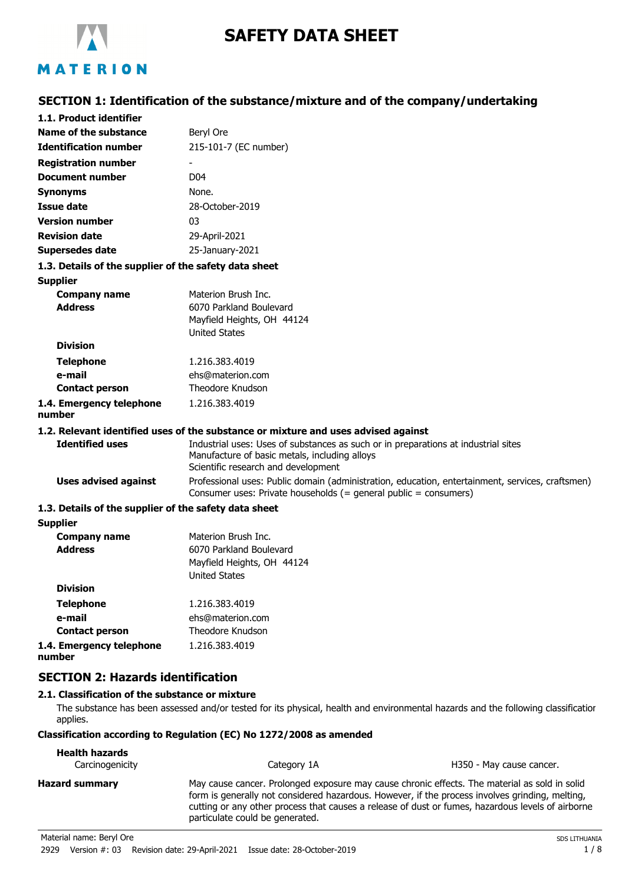MATERION

# SAFETY DATA SHEET

## SECTION 1: Identification of the substance/mixture and of the company/undertaking

### 1.1. Product identifier

| | |
|---|---|
| **Name of the substance** | Beryl Ore |
| **Identification number** | 215-101-7 (EC number) |
| **Registration number** | - |
| **Document number** | D04 |
| **Synonyms** | None. |
| **Issue date** | 28-October-2019 |
| **Version number** | 03 |
| **Revision date** | 29-April-2021 |
| **Supersedes date** | 25-January-2021 |

### 1.3. Details of the supplier of the safety data sheet

**Supplier**

| | |
|---|---|
| **Company name** | Materion Brush Inc. |
| **Address** | 6070 Parkland Boulevard<br>Mayfield Heights, OH 44124<br>United States |
| **Division** | |
| **Telephone** | 1.216.383.4019 |
| **e-mail** | ehs@materion.com |
| **Contact person** | Theodore Knudson |
| **1.4. Emergency telephone number** | 1.216.383.4019 |

### 1.2. Relevant identified uses of the substance or mixture and uses advised against

| | |
|---|---|
| **Identified uses** | Industrial uses: Uses of substances as such or in preparations at industrial sites<br>Manufacture of basic metals, including alloys<br>Scientific research and development |
| **Uses advised against** | Professional uses: Public domain (administration, education, entertainment, services, craftsmen)<br>Consumer uses: Private households (= general public = consumers) |

### 1.3. Details of the supplier of the safety data sheet

**Supplier**

| | |
|---|---|
| **Company name** | Materion Brush Inc. |
| **Address** | 6070 Parkland Boulevard<br>Mayfield Heights, OH 44124<br>United States |
| **Division** | |
| **Telephone** | 1.216.383.4019 |
| **e-mail** | ehs@materion.com |
| **Contact person** | Theodore Knudson |
| **1.4. Emergency telephone number** | 1.216.383.4019 |

## SECTION 2: Hazards identification

### 2.1. Classification of the substance or mixture

The substance has been assessed and/or tested for its physical, health and environmental hazards and the following classification applies.

**Classification according to Regulation (EC) No 1272/2008 as amended**

**Health hazards**

| | | |
|---|---|---|
| Carcinogenicity | Category 1A | H350 - May cause cancer. |

**Hazard summary** May cause cancer. Prolonged exposure may cause chronic effects. The material as sold in solid form is generally not considered hazardous. However, if the process involves grinding, melting, cutting or any other process that causes a release of dust or fumes, hazardous levels of airborne particulate could be generated.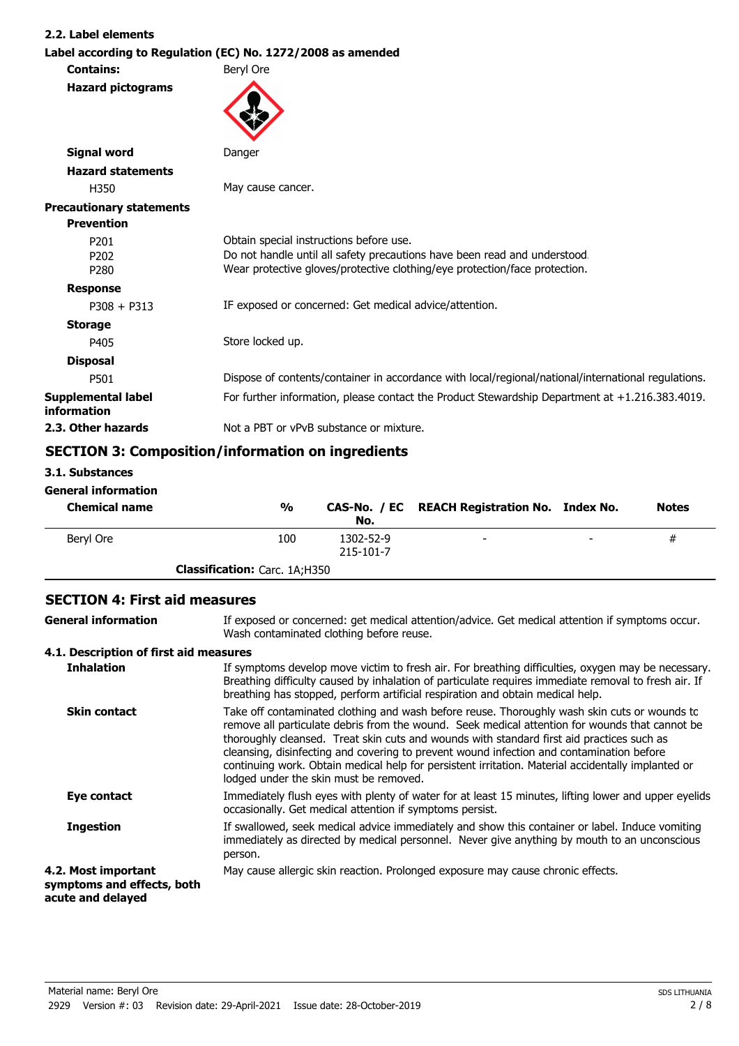### 2.2. Label elements

**Label according to Regulation (EC) No. 1272/2008 as amended**

**Contains:** Beryl Ore

**Hazard pictograms**

**Signal word** Danger

**Hazard statements**

H350 May cause cancer.

**Precautionary statements**

**Prevention**

P201 Obtain special instructions before use.
P202 Do not handle until all safety precautions have been read and understood.
P280 Wear protective gloves/protective clothing/eye protection/face protection.

**Response**

P308 + P313 IF exposed or concerned: Get medical advice/attention.

**Storage**

P405 Store locked up.

**Disposal**

P501 Dispose of contents/container in accordance with local/regional/national/international regulations.

**Supplemental label information** For further information, please contact the Product Stewardship Department at +1.216.383.4019.

**2.3. Other hazards** Not a PBT or vPvB substance or mixture.

## SECTION 3: Composition/information on ingredients

### 3.1. Substances

**General information**

| Chemical name | % | CAS-No. / EC No. | REACH Registration No. | Index No. | Notes |
|---|---|---|---|---|---|
| Beryl Ore | 100 | 1302-52-9 215-101-7 | - | - | # |
| **Classification:** Carc. 1A;H350 | | | | | |

## SECTION 4: First aid measures

**General information** If exposed or concerned: get medical attention/advice. Get medical attention if symptoms occur. Wash contaminated clothing before reuse.

### 4.1. Description of first aid measures

**Inhalation** If symptoms develop move victim to fresh air. For breathing difficulties, oxygen may be necessary. Breathing difficulty caused by inhalation of particulate requires immediate removal to fresh air. If breathing has stopped, perform artificial respiration and obtain medical help.

**Skin contact** Take off contaminated clothing and wash before reuse. Thoroughly wash skin cuts or wounds to remove all particulate debris from the wound. Seek medical attention for wounds that cannot be thoroughly cleansed. Treat skin cuts and wounds with standard first aid practices such as cleansing, disinfecting and covering to prevent wound infection and contamination before continuing work. Obtain medical help for persistent irritation. Material accidentally implanted or lodged under the skin must be removed.

**Eye contact** Immediately flush eyes with plenty of water for at least 15 minutes, lifting lower and upper eyelids occasionally. Get medical attention if symptoms persist.

**Ingestion** If swallowed, seek medical advice immediately and show this container or label. Induce vomiting immediately as directed by medical personnel. Never give anything by mouth to an unconscious person.

**4.2. Most important symptoms and effects, both acute and delayed** May cause allergic skin reaction. Prolonged exposure may cause chronic effects.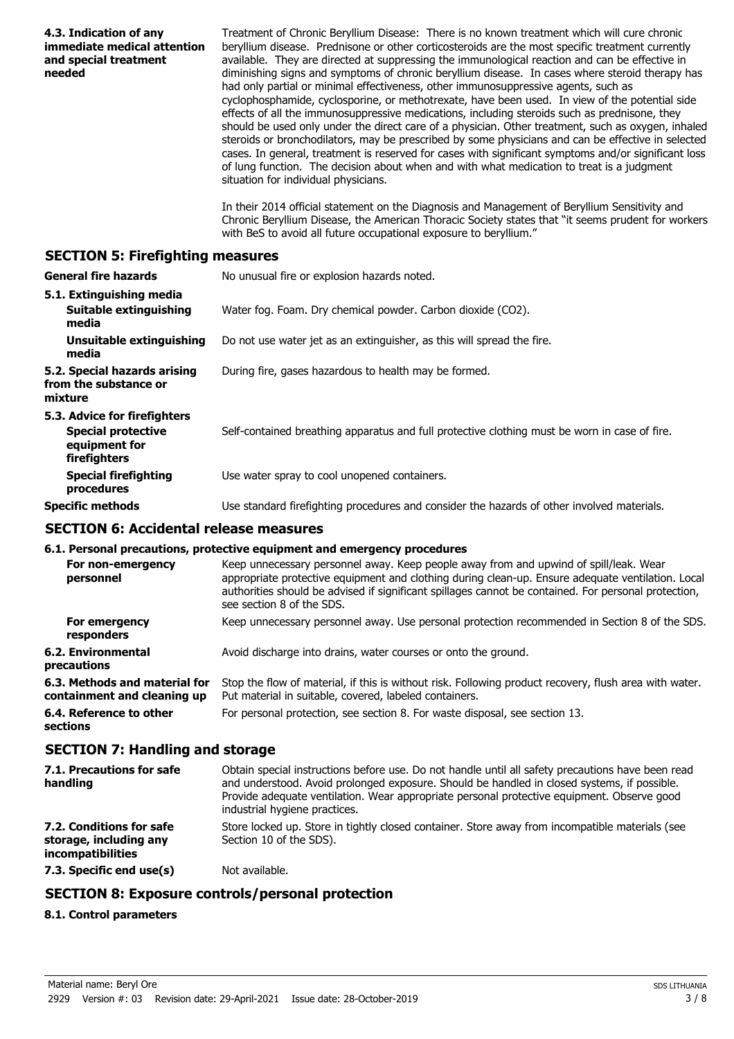**4.3. Indication of any immediate medical attention and special treatment needed**

Treatment of Chronic Beryllium Disease: There is no known treatment which will cure chronic beryllium disease. Prednisone or other corticosteroids are the most specific treatment currently available. They are directed at suppressing the immunological reaction and can be effective in diminishing signs and symptoms of chronic beryllium disease. In cases where steroid therapy has had only partial or minimal effectiveness, other immunosuppressive agents, such as cyclophosphamide, cyclosporine, or methotrexate, have been used. In view of the potential side effects of all the immunosuppressive medications, including steroids such as prednisone, they should be used only under the direct care of a physician. Other treatment, such as oxygen, inhaled steroids or bronchodilators, may be prescribed by some physicians and can be effective in selected cases. In general, treatment is reserved for cases with significant symptoms and/or significant loss of lung function. The decision about when and with what medication to treat is a judgment situation for individual physicians.

In their 2014 official statement on the Diagnosis and Management of Beryllium Sensitivity and Chronic Beryllium Disease, the American Thoracic Society states that "it seems prudent for workers with BeS to avoid all future occupational exposure to beryllium."

## SECTION 5: Firefighting measures

**General fire hazards** No unusual fire or explosion hazards noted.

**5.1. Extinguishing media**

**Suitable extinguishing media** Water fog. Foam. Dry chemical powder. Carbon dioxide ($CO_2$).

**Unsuitable extinguishing media** Do not use water jet as an extinguisher, as this will spread the fire.

**5.2. Special hazards arising from the substance or mixture** During fire, gases hazardous to health may be formed.

**5.3. Advice for firefighters**

**Special protective equipment for firefighters** Self-contained breathing apparatus and full protective clothing must be worn in case of fire.

**Special firefighting procedures** Use water spray to cool unopened containers.

**Specific methods** Use standard firefighting procedures and consider the hazards of other involved materials.

## SECTION 6: Accidental release measures

**6.1. Personal precautions, protective equipment and emergency procedures**

**For non-emergency personnel** Keep unnecessary personnel away. Keep people away from and upwind of spill/leak. Wear appropriate protective equipment and clothing during clean-up. Ensure adequate ventilation. Local authorities should be advised if significant spillages cannot be contained. For personal protection, see section 8 of the SDS.

**For emergency responders** Keep unnecessary personnel away. Use personal protection recommended in Section 8 of the SDS.

**6.2. Environmental precautions** Avoid discharge into drains, water courses or onto the ground.

**6.3. Methods and material for containment and cleaning up** Stop the flow of material, if this is without risk. Following product recovery, flush area with water. Put material in suitable, covered, labeled containers.

**6.4. Reference to other sections** For personal protection, see section 8. For waste disposal, see section 13.

## SECTION 7: Handling and storage

**7.1. Precautions for safe handling** Obtain special instructions before use. Do not handle until all safety precautions have been read and understood. Avoid prolonged exposure. Should be handled in closed systems, if possible. Provide adequate ventilation. Wear appropriate personal protective equipment. Observe good industrial hygiene practices.

**7.2. Conditions for safe storage, including any incompatibilities** Store locked up. Store in tightly closed container. Store away from incompatible materials (see Section 10 of the SDS).

**7.3. Specific end use(s)** Not available.

## SECTION 8: Exposure controls/personal protection

**8.1. Control parameters**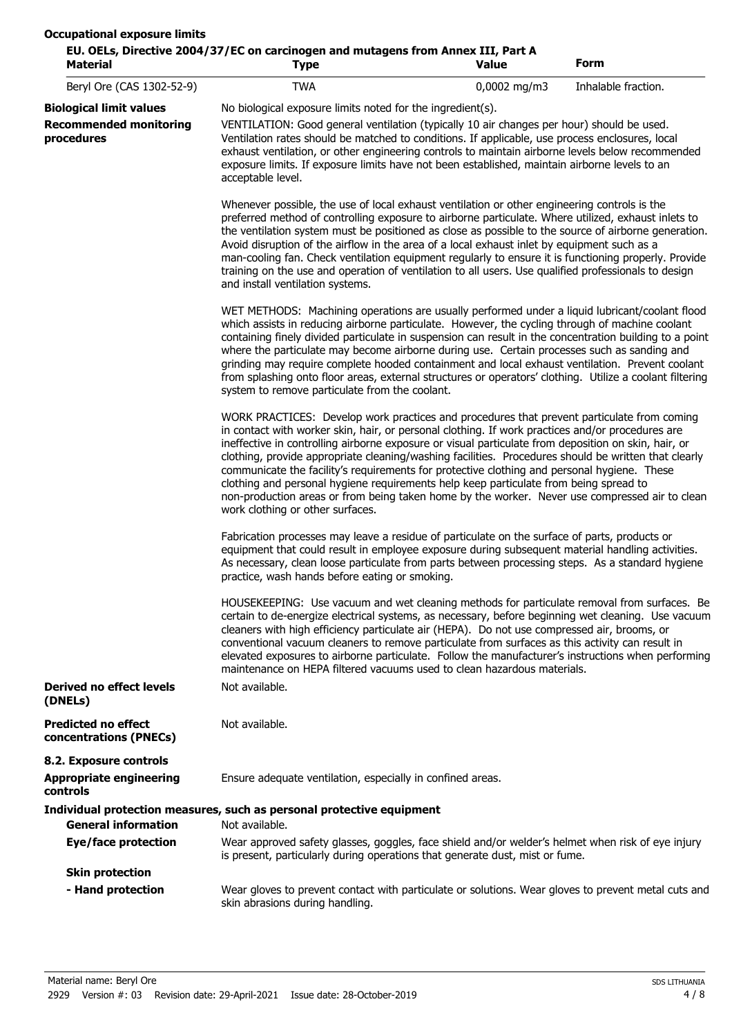**Occupational exposure limits**

**EU. OELs, Directive 2004/37/EC on carcinogen and mutagens from Annex III, Part A**

| Material | Type | Value | Form |
|---|---|---|---|
| Beryl Ore (CAS 1302-52-9) | TWA | 0,0002 mg/m3 | Inhalable fraction. |

**Biological limit values** No biological exposure limits noted for the ingredient(s).

**Recommended monitoring procedures** VENTILATION: Good general ventilation (typically 10 air changes per hour) should be used. Ventilation rates should be matched to conditions. If applicable, use process enclosures, local exhaust ventilation, or other engineering controls to maintain airborne levels below recommended exposure limits. If exposure limits have not been established, maintain airborne levels to an acceptable level.

Whenever possible, the use of local exhaust ventilation or other engineering controls is the preferred method of controlling exposure to airborne particulate. Where utilized, exhaust inlets to the ventilation system must be positioned as close as possible to the source of airborne generation. Avoid disruption of the airflow in the area of a local exhaust inlet by equipment such as a man-cooling fan. Check ventilation equipment regularly to ensure it is functioning properly. Provide training on the use and operation of ventilation to all users. Use qualified professionals to design and install ventilation systems.

WET METHODS: Machining operations are usually performed under a liquid lubricant/coolant flood which assists in reducing airborne particulate. However, the cycling through of machine coolant containing finely divided particulate in suspension can result in the concentration building to a point where the particulate may become airborne during use. Certain processes such as sanding and grinding may require complete hooded containment and local exhaust ventilation. Prevent coolant from splashing onto floor areas, external structures or operators' clothing. Utilize a coolant filtering system to remove particulate from the coolant.

WORK PRACTICES: Develop work practices and procedures that prevent particulate from coming in contact with worker skin, hair, or personal clothing. If work practices and/or procedures are ineffective in controlling airborne exposure or visual particulate from deposition on skin, hair, or clothing, provide appropriate cleaning/washing facilities. Procedures should be written that clearly communicate the facility's requirements for protective clothing and personal hygiene. These clothing and personal hygiene requirements help keep particulate from being spread to non-production areas or from being taken home by the worker. Never use compressed air to clean work clothing or other surfaces.

Fabrication processes may leave a residue of particulate on the surface of parts, products or equipment that could result in employee exposure during subsequent material handling activities. As necessary, clean loose particulate from parts between processing steps. As a standard hygiene practice, wash hands before eating or smoking.

HOUSEKEEPING: Use vacuum and wet cleaning methods for particulate removal from surfaces. Be certain to de-energize electrical systems, as necessary, before beginning wet cleaning. Use vacuum cleaners with high efficiency particulate air (HEPA). Do not use compressed air, brooms, or conventional vacuum cleaners to remove particulate from surfaces as this activity can result in elevated exposures to airborne particulate. Follow the manufacturer's instructions when performing maintenance on HEPA filtered vacuums used to clean hazardous materials.

**Derived no effect levels (DNELs)** Not available.

**Predicted no effect concentrations (PNECs)** Not available.

**8.2. Exposure controls**

**Appropriate engineering controls** Ensure adequate ventilation, especially in confined areas.

**Individual protection measures, such as personal protective equipment**

**General information** Not available.

**Eye/face protection** Wear approved safety glasses, goggles, face shield and/or welder's helmet when risk of eye injury is present, particularly during operations that generate dust, mist or fume.

**Skin protection**

**- Hand protection** Wear gloves to prevent contact with particulate or solutions. Wear gloves to prevent metal cuts and skin abrasions during handling.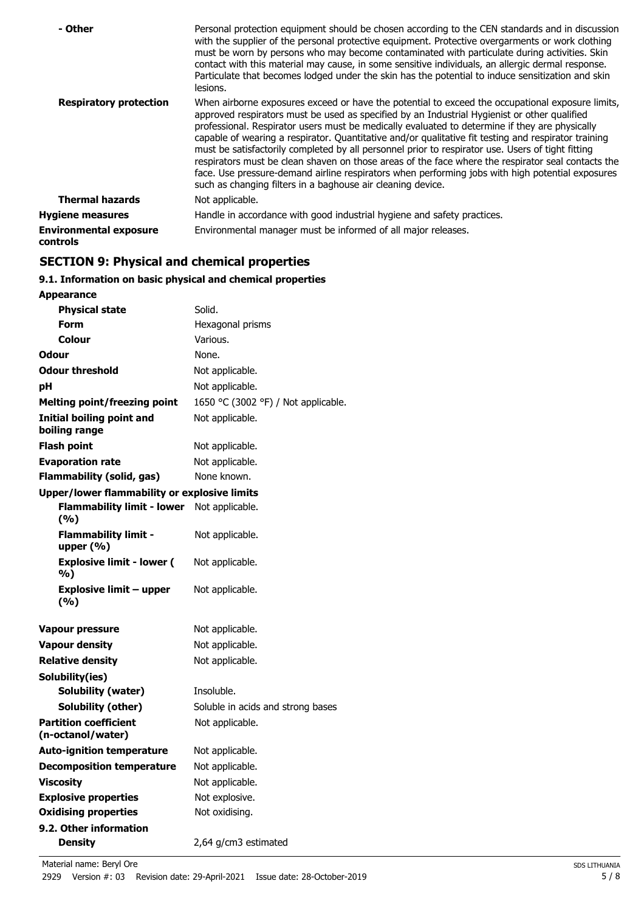| | |
|---|---|
| **- Other** | Personal protection equipment should be chosen according to the CEN standards and in discussion with the supplier of the personal protective equipment. Protective overgarments or work clothing must be worn by persons who may become contaminated with particulate during activities. Skin contact with this material may cause, in some sensitive individuals, an allergic dermal response. Particulate that becomes lodged under the skin has the potential to induce sensitization and skin lesions. |
| **Respiratory protection** | When airborne exposures exceed or have the potential to exceed the occupational exposure limits, approved respirators must be used as specified by an Industrial Hygienist or other qualified professional. Respirator users must be medically evaluated to determine if they are physically capable of wearing a respirator. Quantitative and/or qualitative fit testing and respirator training must be satisfactorily completed by all personnel prior to respirator use. Users of tight fitting respirators must be clean shaven on those areas of the face where the respirator seal contacts the face. Use pressure-demand airline respirators when performing jobs with high potential exposures such as changing filters in a baghouse air cleaning device. |
| **Thermal hazards** | Not applicable. |
| **Hygiene measures** | Handle in accordance with good industrial hygiene and safety practices. |
| **Environmental exposure controls** | Environmental manager must be informed of all major releases. |

## SECTION 9: Physical and chemical properties

### 9.1. Information on basic physical and chemical properties

| | |
|---|---|
| **Appearance** | |
| **Physical state** | Solid. |
| **Form** | Hexagonal prisms |
| **Colour** | Various. |
| **Odour** | None. |
| **Odour threshold** | Not applicable. |
| **pH** | Not applicable. |
| **Melting point/freezing point** | 1650 °C (3002 °F) / Not applicable. |
| **Initial boiling point and boiling range** | Not applicable. |
| **Flash point** | Not applicable. |
| **Evaporation rate** | Not applicable. |
| **Flammability (solid, gas)** | None known. |
| **Upper/lower flammability or explosive limits** | |
| **Flammability limit - lower (%)** | Not applicable. |
| **Flammability limit - upper (%)** | Not applicable. |
| **Explosive limit - lower (%)** | Not applicable. |
| **Explosive limit – upper (%)** | Not applicable. |
| **Vapour pressure** | Not applicable. |
| **Vapour density** | Not applicable. |
| **Relative density** | Not applicable. |
| **Solubility(ies)** | |
| **Solubility (water)** | Insoluble. |
| **Solubility (other)** | Soluble in acids and strong bases |
| **Partition coefficient (n-octanol/water)** | Not applicable. |
| **Auto-ignition temperature** | Not applicable. |
| **Decomposition temperature** | Not applicable. |
| **Viscosity** | Not applicable. |
| **Explosive properties** | Not explosive. |
| **Oxidising properties** | Not oxidising. |
| **9.2. Other information** | |
| **Density** | 2,64 g/cm3 estimated |

Material name: Beryl Ore
2929 Version #: 03 Revision date: 29-April-2021 Issue date: 28-October-2019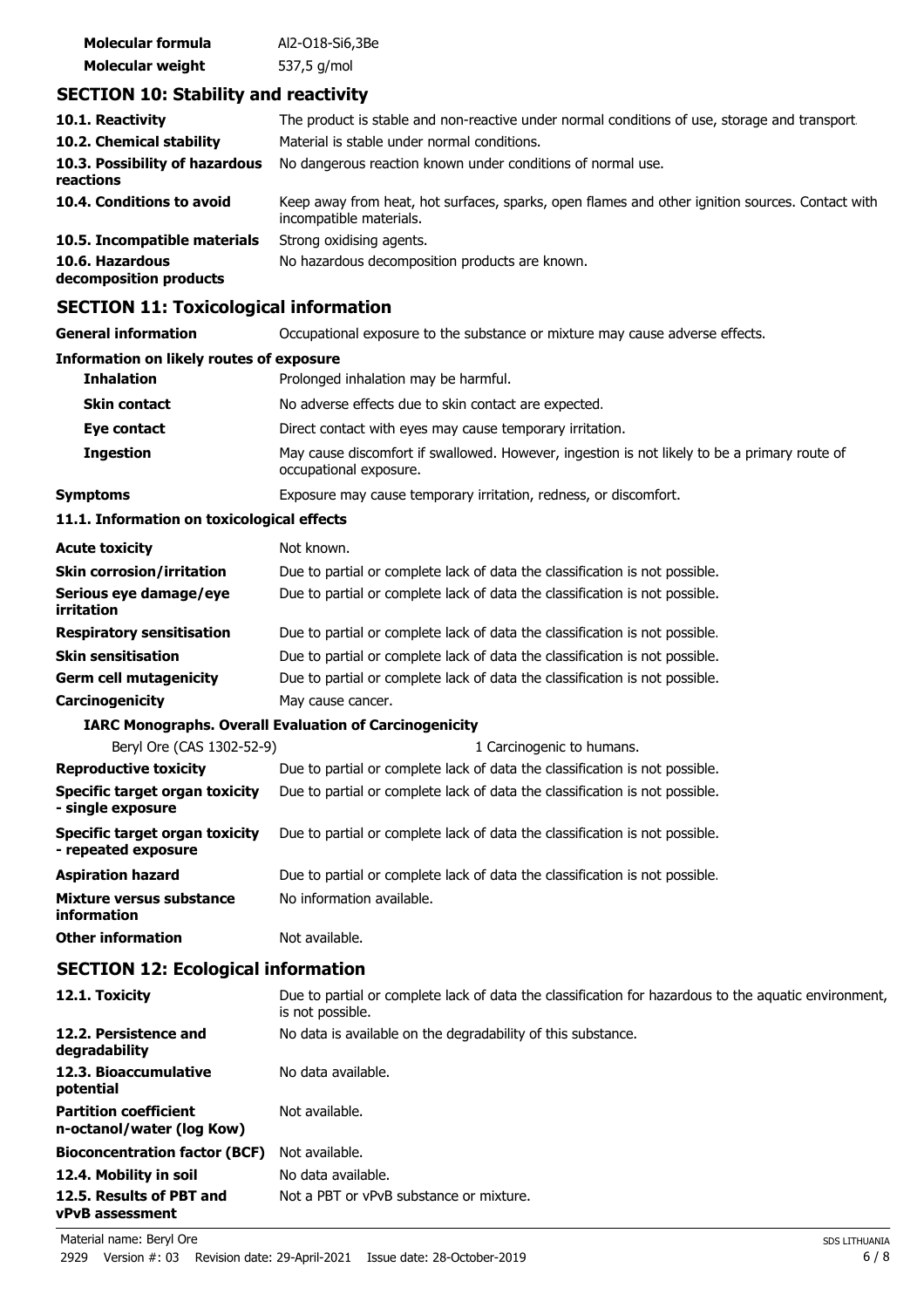| | |
|---|---|
| **Molecular formula** | Al2-O18-Si6,3Be |
| **Molecular weight** | 537,5 g/mol |

## SECTION 10: Stability and reactivity

| | |
|---|---|
| **10.1. Reactivity** | The product is stable and non-reactive under normal conditions of use, storage and transport. |
| **10.2. Chemical stability** | Material is stable under normal conditions. |
| **10.3. Possibility of hazardous reactions** | No dangerous reaction known under conditions of normal use. |
| **10.4. Conditions to avoid** | Keep away from heat, hot surfaces, sparks, open flames and other ignition sources. Contact with incompatible materials. |
| **10.5. Incompatible materials** | Strong oxidising agents. |
| **10.6. Hazardous decomposition products** | No hazardous decomposition products are known. |

## SECTION 11: Toxicological information

| | |
|---|---|
| **General information** | Occupational exposure to the substance or mixture may cause adverse effects. |

**Information on likely routes of exposure**

| | |
|---|---|
| **Inhalation** | Prolonged inhalation may be harmful. |
| **Skin contact** | No adverse effects due to skin contact are expected. |
| **Eye contact** | Direct contact with eyes may cause temporary irritation. |
| **Ingestion** | May cause discomfort if swallowed. However, ingestion is not likely to be a primary route of occupational exposure. |
| **Symptoms** | Exposure may cause temporary irritation, redness, or discomfort. |

**11.1. Information on toxicological effects**

| | |
|---|---|
| **Acute toxicity** | Not known. |
| **Skin corrosion/irritation** | Due to partial or complete lack of data the classification is not possible. |
| **Serious eye damage/eye irritation** | Due to partial or complete lack of data the classification is not possible. |
| **Respiratory sensitisation** | Due to partial or complete lack of data the classification is not possible. |
| **Skin sensitisation** | Due to partial or complete lack of data the classification is not possible. |
| **Germ cell mutagenicity** | Due to partial or complete lack of data the classification is not possible. |
| **Carcinogenicity** | May cause cancer. |

**IARC Monographs. Overall Evaluation of Carcinogenicity**

| | |
|---|---|
| Beryl Ore (CAS 1302-52-9) | 1 Carcinogenic to humans. |

| | |
|---|---|
| **Reproductive toxicity** | Due to partial or complete lack of data the classification is not possible. |
| **Specific target organ toxicity - single exposure** | Due to partial or complete lack of data the classification is not possible. |
| **Specific target organ toxicity - repeated exposure** | Due to partial or complete lack of data the classification is not possible. |
| **Aspiration hazard** | Due to partial or complete lack of data the classification is not possible. |
| **Mixture versus substance information** | No information available. |
| **Other information** | Not available. |

## SECTION 12: Ecological information

| | |
|---|---|
| **12.1. Toxicity** | Due to partial or complete lack of data the classification for hazardous to the aquatic environment, is not possible. |
| **12.2. Persistence and degradability** | No data is available on the degradability of this substance. |
| **12.3. Bioaccumulative potential** | No data available. |
| **Partition coefficient n-octanol/water (log Kow)** | Not available. |
| **Bioconcentration factor (BCF)** | Not available. |
| **12.4. Mobility in soil** | No data available. |
| **12.5. Results of PBT and vPvB assessment** | Not a PBT or vPvB substance or mixture. |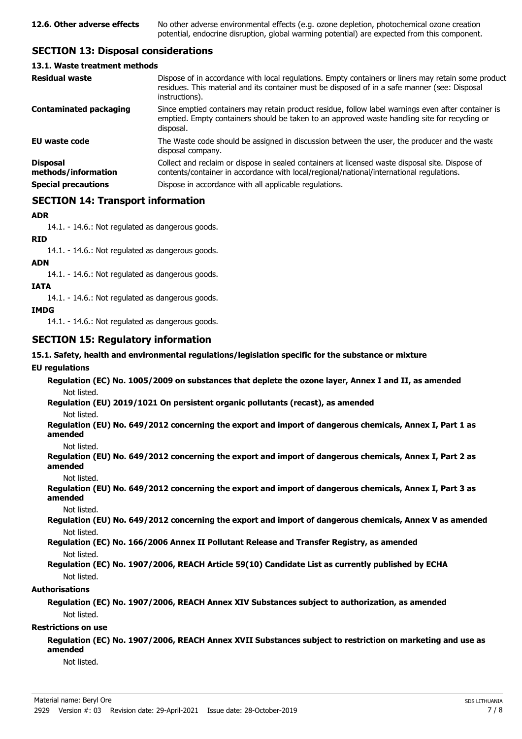**12.6. Other adverse effects** No other adverse environmental effects (e.g. ozone depletion, photochemical ozone creation potential, endocrine disruption, global warming potential) are expected from this component.

## SECTION 13: Disposal considerations

### 13.1. Waste treatment methods

| | |
|---|---|
| **Residual waste** | Dispose of in accordance with local regulations. Empty containers or liners may retain some product residues. This material and its container must be disposed of in a safe manner (see: Disposal instructions). |
| **Contaminated packaging** | Since emptied containers may retain product residue, follow label warnings even after container is emptied. Empty containers should be taken to an approved waste handling site for recycling or disposal. |
| **EU waste code** | The Waste code should be assigned in discussion between the user, the producer and the waste disposal company. |
| **Disposal methods/information** | Collect and reclaim or dispose in sealed containers at licensed waste disposal site. Dispose of contents/container in accordance with local/regional/national/international regulations. |
| **Special precautions** | Dispose in accordance with all applicable regulations. |

## SECTION 14: Transport information

**ADR**

14.1. - 14.6.: Not regulated as dangerous goods.

**RID**

14.1. - 14.6.: Not regulated as dangerous goods.

**ADN**

14.1. - 14.6.: Not regulated as dangerous goods.

**IATA**

14.1. - 14.6.: Not regulated as dangerous goods.

**IMDG**

14.1. - 14.6.: Not regulated as dangerous goods.

## SECTION 15: Regulatory information

**15.1. Safety, health and environmental regulations/legislation specific for the substance or mixture**

**EU regulations**

**Regulation (EC) No. 1005/2009 on substances that deplete the ozone layer, Annex I and II, as amended**

Not listed.

**Regulation (EU) 2019/1021 On persistent organic pollutants (recast), as amended**

Not listed.

**Regulation (EU) No. 649/2012 concerning the export and import of dangerous chemicals, Annex I, Part 1 as amended**

Not listed.

**Regulation (EU) No. 649/2012 concerning the export and import of dangerous chemicals, Annex I, Part 2 as amended**

Not listed.

**Regulation (EU) No. 649/2012 concerning the export and import of dangerous chemicals, Annex I, Part 3 as amended**

Not listed.

**Regulation (EU) No. 649/2012 concerning the export and import of dangerous chemicals, Annex V as amended**

Not listed.

**Regulation (EC) No. 166/2006 Annex II Pollutant Release and Transfer Registry, as amended**

Not listed.

**Regulation (EC) No. 1907/2006, REACH Article 59(10) Candidate List as currently published by ECHA**

Not listed.

**Authorisations**

**Regulation (EC) No. 1907/2006, REACH Annex XIV Substances subject to authorization, as amended**

Not listed.

**Restrictions on use**

**Regulation (EC) No. 1907/2006, REACH Annex XVII Substances subject to restriction on marketing and use as amended**

Not listed.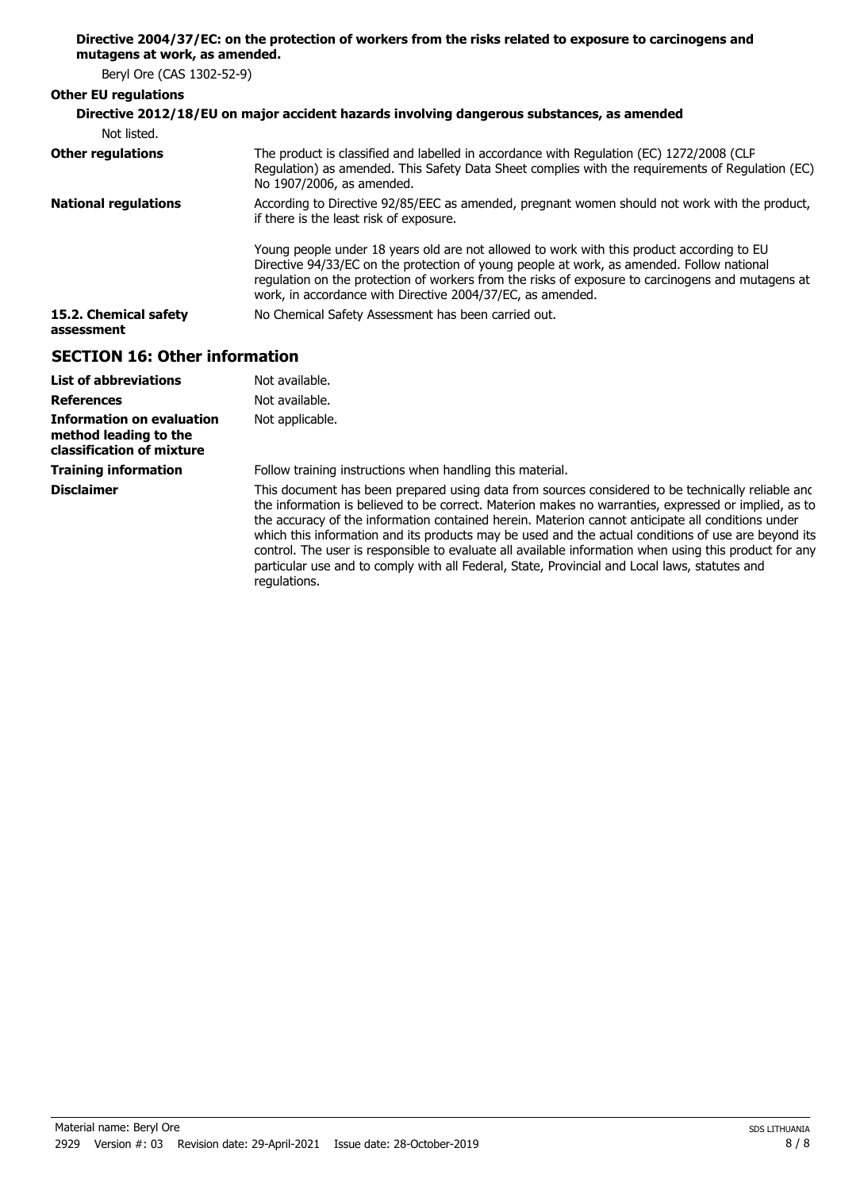**Directive 2004/37/EC: on the protection of workers from the risks related to exposure to carcinogens and mutagens at work, as amended.**

Beryl Ore (CAS 1302-52-9)

**Other EU regulations**

**Directive 2012/18/EU on major accident hazards involving dangerous substances, as amended**

Not listed.

**Other regulations** The product is classified and labelled in accordance with Regulation (EC) 1272/2008 (CLP Regulation) as amended. This Safety Data Sheet complies with the requirements of Regulation (EC) No 1907/2006, as amended.

**National regulations** According to Directive 92/85/EEC as amended, pregnant women should not work with the product, if there is the least risk of exposure.

Young people under 18 years old are not allowed to work with this product according to EU Directive 94/33/EC on the protection of young people at work, as amended. Follow national regulation on the protection of workers from the risks of exposure to carcinogens and mutagens at work, in accordance with Directive 2004/37/EC, as amended.

**15.2. Chemical safety assessment** No Chemical Safety Assessment has been carried out.

## SECTION 16: Other information

**List of abbreviations** Not available.

**References** Not available.

**Information on evaluation method leading to the classification of mixture** Not applicable.

**Training information** Follow training instructions when handling this material.

**Disclaimer** This document has been prepared using data from sources considered to be technically reliable and the information is believed to be correct. Materion makes no warranties, expressed or implied, as to the accuracy of the information contained herein. Materion cannot anticipate all conditions under which this information and its products may be used and the actual conditions of use are beyond its control. The user is responsible to evaluate all available information when using this product for any particular use and to comply with all Federal, State, Provincial and Local laws, statutes and regulations.